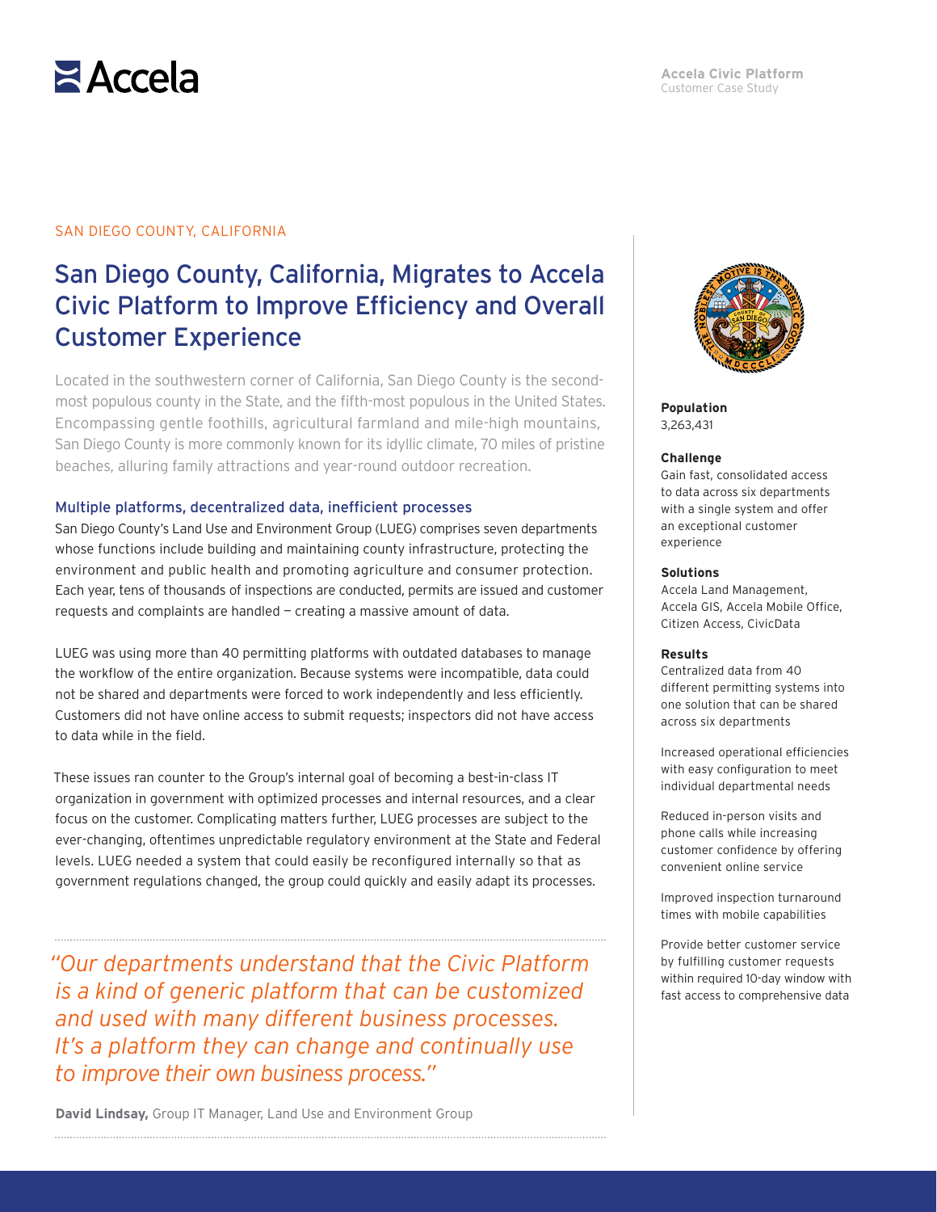Accela

**Accela Civic Platform**
Customer Case Study

SAN DIEGO COUNTY, CALIFORNIA

# San Diego County, California, Migrates to Accela Civic Platform to Improve Efficiency and Overall Customer Experience

Located in the southwestern corner of California, San Diego County is the second-most populous county in the State, and the fifth-most populous in the United States. Encompassing gentle foothills, agricultural farmland and mile-high mountains, San Diego County is more commonly known for its idyllic climate, 70 miles of pristine beaches, alluring family attractions and year-round outdoor recreation.

## Multiple platforms, decentralized data, inefficient processes

San Diego County's Land Use and Environment Group (LUEG) comprises seven departments whose functions include building and maintaining county infrastructure, protecting the environment and public health and promoting agriculture and consumer protection. Each year, tens of thousands of inspections are conducted, permits are issued and customer requests and complaints are handled — creating a massive amount of data.

LUEG was using more than 40 permitting platforms with outdated databases to manage the workflow of the entire organization. Because systems were incompatible, data could not be shared and departments were forced to work independently and less efficiently. Customers did not have online access to submit requests; inspectors did not have access to data while in the field.

These issues ran counter to the Group's internal goal of becoming a best-in-class IT organization in government with optimized processes and internal resources, and a clear focus on the customer. Complicating matters further, LUEG processes are subject to the ever-changing, oftentimes unpredictable regulatory environment at the State and Federal levels. LUEG needed a system that could easily be reconfigured internally so that as government regulations changed, the group could quickly and easily adapt its processes.

*"Our departments understand that the Civic Platform is a kind of generic platform that can be customized and used with many different business processes. It's a platform they can change and continually use to improve their own business process."*

**David Lindsay,** Group IT Manager, Land Use and Environment Group

**Population**
3,263,431

**Challenge**
Gain fast, consolidated access to data across six departments with a single system and offer an exceptional customer experience

**Solutions**
Accela Land Management, Accela GIS, Accela Mobile Office, Citizen Access, CivicData

**Results**
Centralized data from 40 different permitting systems into one solution that can be shared across six departments

Increased operational efficiencies with easy configuration to meet individual departmental needs

Reduced in-person visits and phone calls while increasing customer confidence by offering convenient online service

Improved inspection turnaround times with mobile capabilities

Provide better customer service by fulfilling customer requests within required 10-day window with fast access to comprehensive data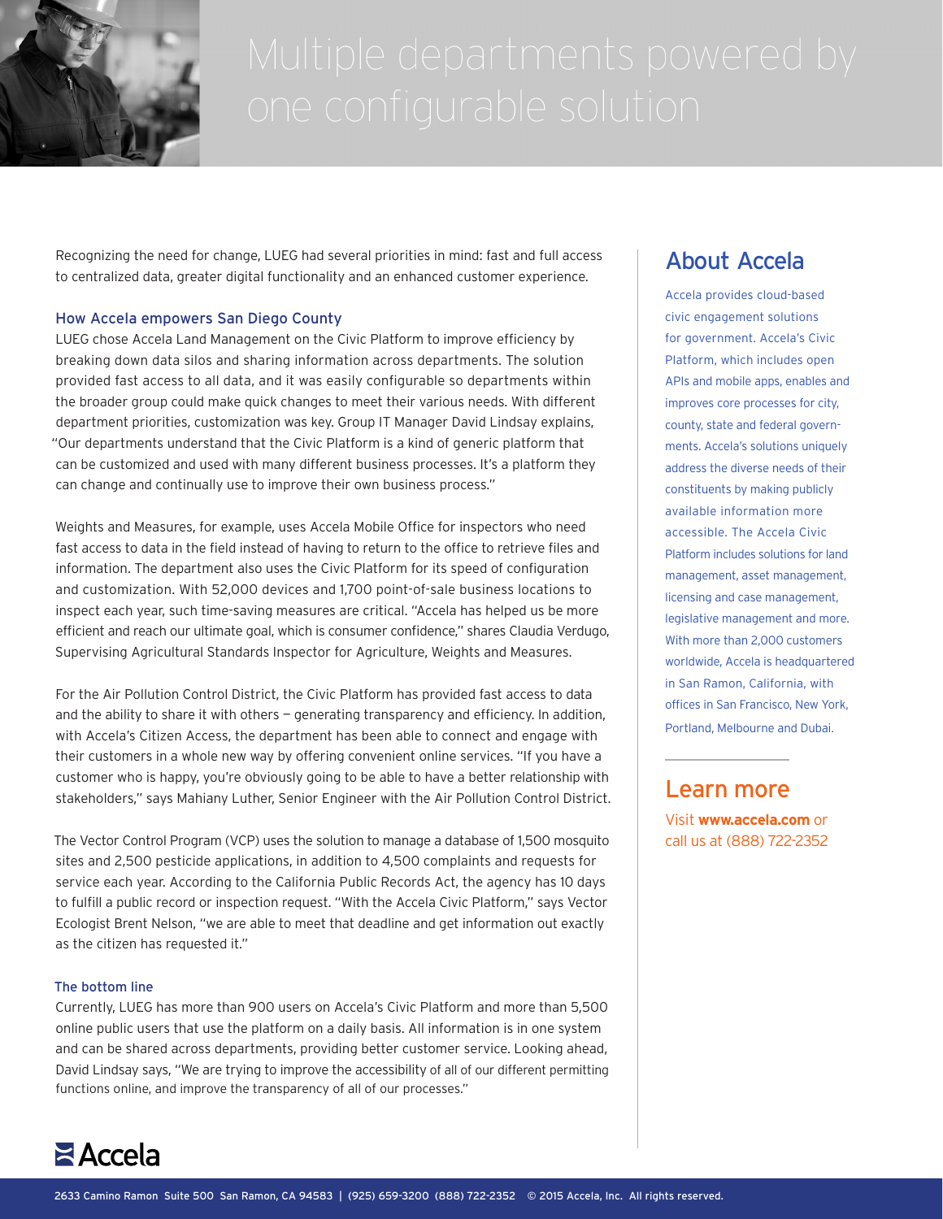# Multiple departments powered by one configurable solution

Recognizing the need for change, LUEG had several priorities in mind: fast and full access to centralized data, greater digital functionality and an enhanced customer experience.

### How Accela empowers San Diego County

LUEG chose Accela Land Management on the Civic Platform to improve efficiency by breaking down data silos and sharing information across departments. The solution provided fast access to all data, and it was easily configurable so departments within the broader group could make quick changes to meet their various needs. With different department priorities, customization was key. Group IT Manager David Lindsay explains, "Our departments understand that the Civic Platform is a kind of generic platform that can be customized and used with many different business processes. It's a platform they can change and continually use to improve their own business process."

Weights and Measures, for example, uses Accela Mobile Office for inspectors who need fast access to data in the field instead of having to return to the office to retrieve files and information. The department also uses the Civic Platform for its speed of configuration and customization. With 52,000 devices and 1,700 point-of-sale business locations to inspect each year, such time-saving measures are critical. "Accela has helped us be more efficient and reach our ultimate goal, which is consumer confidence," shares Claudia Verdugo, Supervising Agricultural Standards Inspector for Agriculture, Weights and Measures.

For the Air Pollution Control District, the Civic Platform has provided fast access to data and the ability to share it with others — generating transparency and efficiency. In addition, with Accela's Citizen Access, the department has been able to connect and engage with their customers in a whole new way by offering convenient online services. "If you have a customer who is happy, you're obviously going to be able to have a better relationship with stakeholders," says Mahiany Luther, Senior Engineer with the Air Pollution Control District.

The Vector Control Program (VCP) uses the solution to manage a database of 1,500 mosquito sites and 2,500 pesticide applications, in addition to 4,500 complaints and requests for service each year. According to the California Public Records Act, the agency has 10 days to fulfill a public record or inspection request. "With the Accela Civic Platform," says Vector Ecologist Brent Nelson, "we are able to meet that deadline and get information out exactly as the citizen has requested it."

### The bottom line

Currently, LUEG has more than 900 users on Accela's Civic Platform and more than 5,500 online public users that use the platform on a daily basis. All information is in one system and can be shared across departments, providing better customer service. Looking ahead, David Lindsay says, "We are trying to improve the accessibility of all of our different permitting functions online, and improve the transparency of all of our processes."

## About Accela

Accela provides cloud-based civic engagement solutions for government. Accela's Civic Platform, which includes open APIs and mobile apps, enables and improves core processes for city, county, state and federal governments. Accela's solutions uniquely address the diverse needs of their constituents by making publicly available information more accessible. The Accela Civic Platform includes solutions for land management, asset management, licensing and case management, legislative management and more. With more than 2,000 customers worldwide, Accela is headquartered in San Ramon, California, with offices in San Francisco, New York, Portland, Melbourne and Dubai.

## Learn more

Visit **www.accela.com** or call us at (888) 722-2352

Accela

2633 Camino Ramon Suite 500 San Ramon, CA 94583 | (925) 659-3200 (888) 722-2352 © 2015 Accela, Inc. All rights reserved.